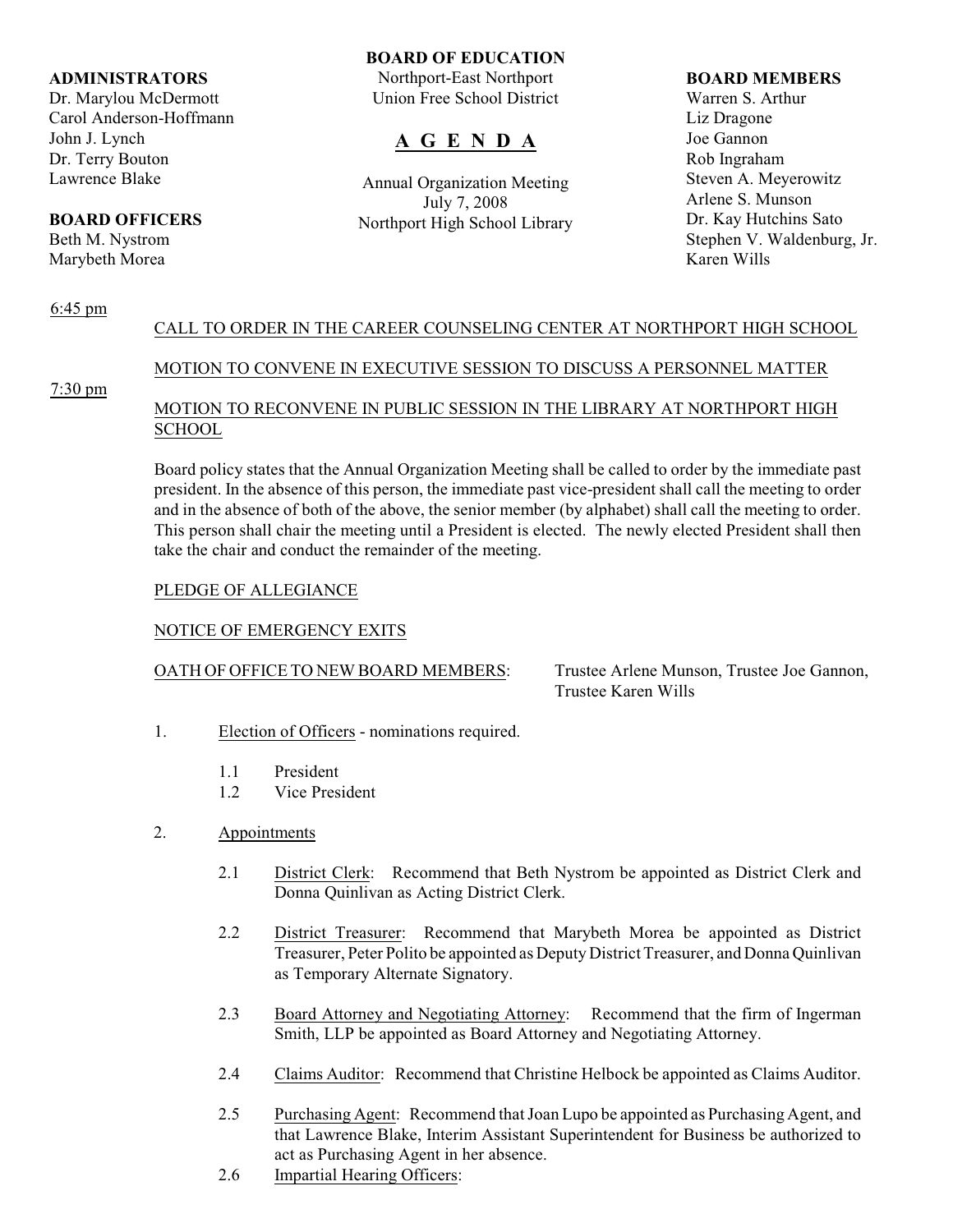**ADMINISTRATORS**
Dr. Marylou McDermott
Carol Anderson-Hoffmann
John J. Lynch
Dr. Terry Bouton
Lawrence Blake

**BOARD OFFICERS**
Beth M. Nystrom
Marybeth Morea

**BOARD OF EDUCATION**
Northport-East Northport
Union Free School District

# A G E N D A

Annual Organization Meeting
July 7, 2008
Northport High School Library

**BOARD MEMBERS**
Warren S. Arthur
Liz Dragone
Joe Gannon
Rob Ingraham
Steven A. Meyerowitz
Arlene S. Munson
Dr. Kay Hutchins Sato
Stephen V. Waldenburg, Jr.
Karen Wills

6:45 pm

CALL TO ORDER IN THE CAREER COUNSELING CENTER AT NORTHPORT HIGH SCHOOL

MOTION TO CONVENE IN EXECUTIVE SESSION TO DISCUSS A PERSONNEL MATTER

7:30 pm

MOTION TO RECONVENE IN PUBLIC SESSION IN THE LIBRARY AT NORTHPORT HIGH SCHOOL

Board policy states that the Annual Organization Meeting shall be called to order by the immediate past president. In the absence of this person, the immediate past vice-president shall call the meeting to order and in the absence of both of the above, the senior member (by alphabet) shall call the meeting to order. This person shall chair the meeting until a President is elected. The newly elected President shall then take the chair and conduct the remainder of the meeting.

PLEDGE OF ALLEGIANCE

NOTICE OF EMERGENCY EXITS

OATH OF OFFICE TO NEW BOARD MEMBERS: Trustee Arlene Munson, Trustee Joe Gannon, Trustee Karen Wills

1. Election of Officers - nominations required.

   1.1 President
   1.2 Vice President

2. Appointments

   2.1 District Clerk: Recommend that Beth Nystrom be appointed as District Clerk and Donna Quinlivan as Acting District Clerk.

   2.2 District Treasurer: Recommend that Marybeth Morea be appointed as District Treasurer, Peter Polito be appointed as Deputy District Treasurer, and Donna Quinlivan as Temporary Alternate Signatory.

   2.3 Board Attorney and Negotiating Attorney: Recommend that the firm of Ingerman Smith, LLP be appointed as Board Attorney and Negotiating Attorney.

   2.4 Claims Auditor: Recommend that Christine Helbock be appointed as Claims Auditor.

   2.5 Purchasing Agent: Recommend that Joan Lupo be appointed as Purchasing Agent, and that Lawrence Blake, Interim Assistant Superintendent for Business be authorized to act as Purchasing Agent in her absence.

   2.6 Impartial Hearing Officers: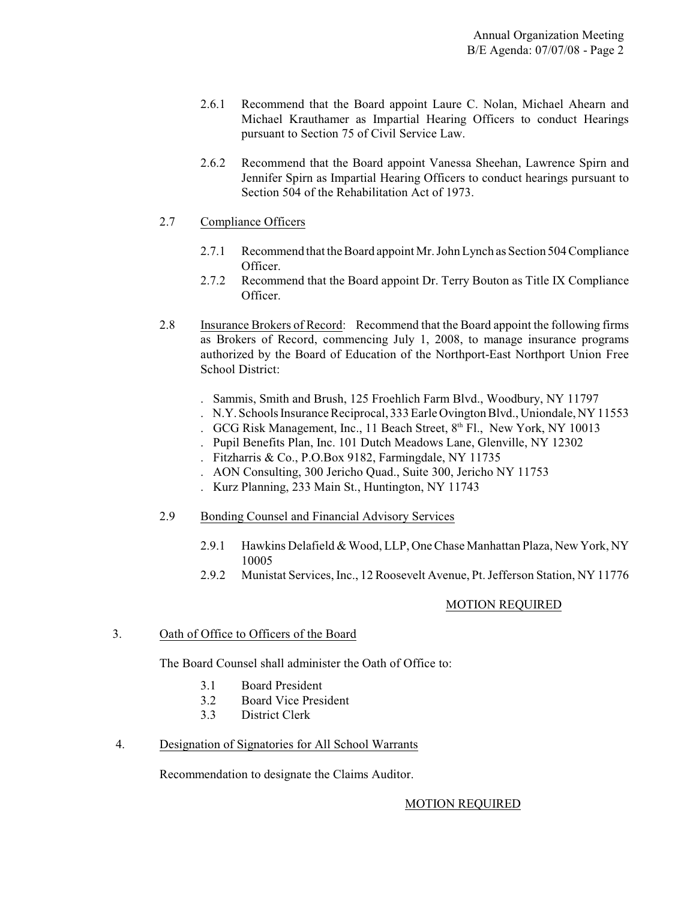2.6.1 Recommend that the Board appoint Laure C. Nolan, Michael Ahearn and Michael Krauthamer as Impartial Hearing Officers to conduct Hearings pursuant to Section 75 of Civil Service Law.

2.6.2 Recommend that the Board appoint Vanessa Sheehan, Lawrence Spirn and Jennifer Spirn as Impartial Hearing Officers to conduct hearings pursuant to Section 504 of the Rehabilitation Act of 1973.

2.7 Compliance Officers

2.7.1 Recommend that the Board appoint Mr. John Lynch as Section 504 Compliance Officer.

2.7.2 Recommend that the Board appoint Dr. Terry Bouton as Title IX Compliance Officer.

2.8 Insurance Brokers of Record: Recommend that the Board appoint the following firms as Brokers of Record, commencing July 1, 2008, to manage insurance programs authorized by the Board of Education of the Northport-East Northport Union Free School District:

- Sammis, Smith and Brush, 125 Froehlich Farm Blvd., Woodbury, NY 11797
- N.Y. Schools Insurance Reciprocal, 333 Earle Ovington Blvd., Uniondale, NY 11553
- GCG Risk Management, Inc., 11 Beach Street, 8th Fl., New York, NY 10013
- Pupil Benefits Plan, Inc. 101 Dutch Meadows Lane, Glenville, NY 12302
- Fitzharris & Co., P.O.Box 9182, Farmingdale, NY 11735
- AON Consulting, 300 Jericho Quad., Suite 300, Jericho NY 11753
- Kurz Planning, 233 Main St., Huntington, NY 11743

2.9 Bonding Counsel and Financial Advisory Services

2.9.1 Hawkins Delafield & Wood, LLP, One Chase Manhattan Plaza, New York, NY 10005

2.9.2 Munistat Services, Inc., 12 Roosevelt Avenue, Pt. Jefferson Station, NY 11776

MOTION REQUIRED

3. Oath of Office to Officers of the Board

The Board Counsel shall administer the Oath of Office to:

3.1 Board President
3.2 Board Vice President
3.3 District Clerk

4. Designation of Signatories for All School Warrants

Recommendation to designate the Claims Auditor.

MOTION REQUIRED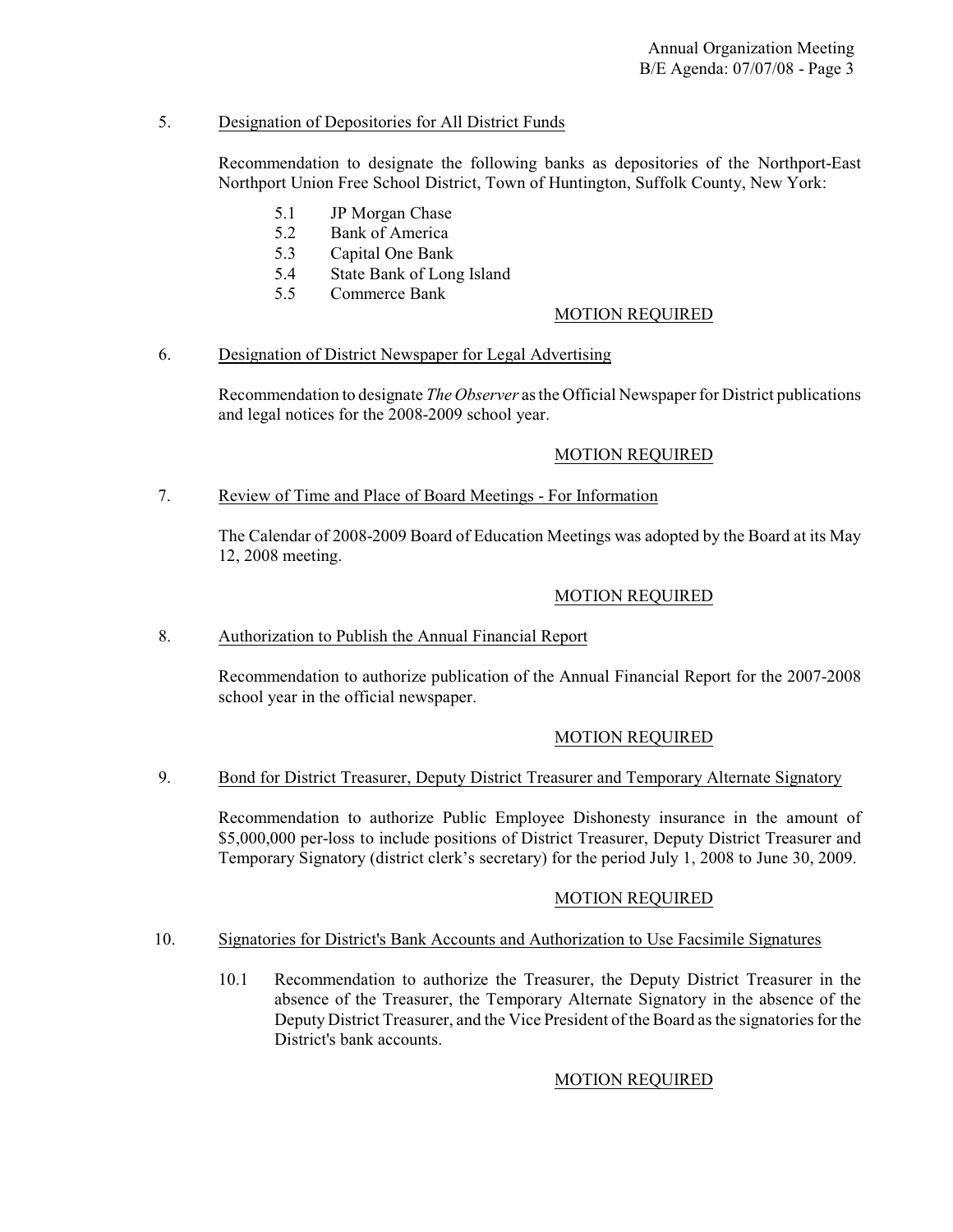5. Designation of Depositories for All District Funds

Recommendation to designate the following banks as depositories of the Northport-East Northport Union Free School District, Town of Huntington, Suffolk County, New York:

- 5.1 JP Morgan Chase
- 5.2 Bank of America
- 5.3 Capital One Bank
- 5.4 State Bank of Long Island
- 5.5 Commerce Bank

MOTION REQUIRED

6. Designation of District Newspaper for Legal Advertising

Recommendation to designate *The Observer* as the Official Newspaper for District publications and legal notices for the 2008-2009 school year.

MOTION REQUIRED

7. Review of Time and Place of Board Meetings - For Information

The Calendar of 2008-2009 Board of Education Meetings was adopted by the Board at its May 12, 2008 meeting.

MOTION REQUIRED

8. Authorization to Publish the Annual Financial Report

Recommendation to authorize publication of the Annual Financial Report for the 2007-2008 school year in the official newspaper.

MOTION REQUIRED

9. Bond for District Treasurer, Deputy District Treasurer and Temporary Alternate Signatory

Recommendation to authorize Public Employee Dishonesty insurance in the amount of $5,000,000 per-loss to include positions of District Treasurer, Deputy District Treasurer and Temporary Signatory (district clerk's secretary) for the period July 1, 2008 to June 30, 2009.

MOTION REQUIRED

10. Signatories for District's Bank Accounts and Authorization to Use Facsimile Signatures

10.1 Recommendation to authorize the Treasurer, the Deputy District Treasurer in the absence of the Treasurer, the Temporary Alternate Signatory in the absence of the Deputy District Treasurer, and the Vice President of the Board as the signatories for the District's bank accounts.

MOTION REQUIRED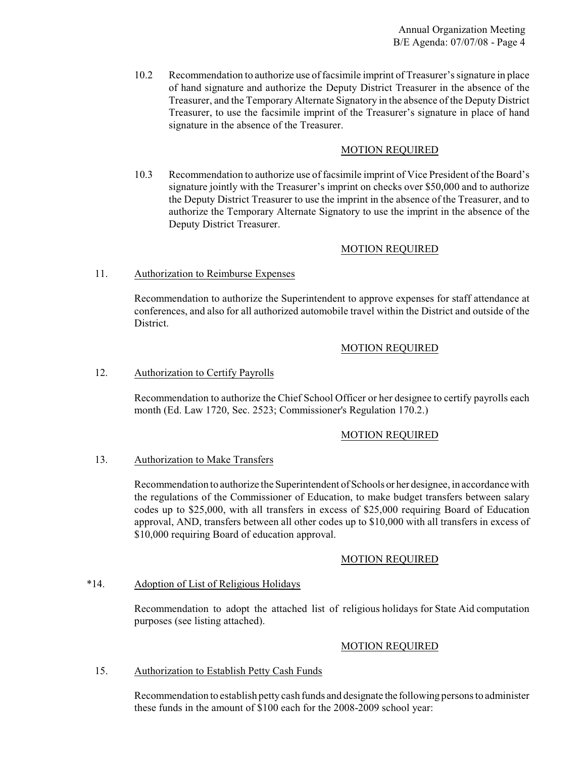10.2 Recommendation to authorize use of facsimile imprint of Treasurer's signature in place of hand signature and authorize the Deputy District Treasurer in the absence of the Treasurer, and the Temporary Alternate Signatory in the absence of the Deputy District Treasurer, to use the facsimile imprint of the Treasurer's signature in place of hand signature in the absence of the Treasurer.

MOTION REQUIRED

10.3 Recommendation to authorize use of facsimile imprint of Vice President of the Board's signature jointly with the Treasurer's imprint on checks over $50,000 and to authorize the Deputy District Treasurer to use the imprint in the absence of the Treasurer, and to authorize the Temporary Alternate Signatory to use the imprint in the absence of the Deputy District Treasurer.

MOTION REQUIRED

11. Authorization to Reimburse Expenses

Recommendation to authorize the Superintendent to approve expenses for staff attendance at conferences, and also for all authorized automobile travel within the District and outside of the District.

MOTION REQUIRED

12. Authorization to Certify Payrolls

Recommendation to authorize the Chief School Officer or her designee to certify payrolls each month (Ed. Law 1720, Sec. 2523; Commissioner's Regulation 170.2.)

MOTION REQUIRED

13. Authorization to Make Transfers

Recommendation to authorize the Superintendent of Schools or her designee, in accordance with the regulations of the Commissioner of Education, to make budget transfers between salary codes up to $25,000, with all transfers in excess of $25,000 requiring Board of Education approval, AND, transfers between all other codes up to $10,000 with all transfers in excess of $10,000 requiring Board of education approval.

MOTION REQUIRED

*14. Adoption of List of Religious Holidays

Recommendation to adopt the attached list of religious holidays for State Aid computation purposes (see listing attached).

MOTION REQUIRED

15. Authorization to Establish Petty Cash Funds

Recommendation to establish petty cash funds and designate the following persons to administer these funds in the amount of $100 each for the 2008-2009 school year: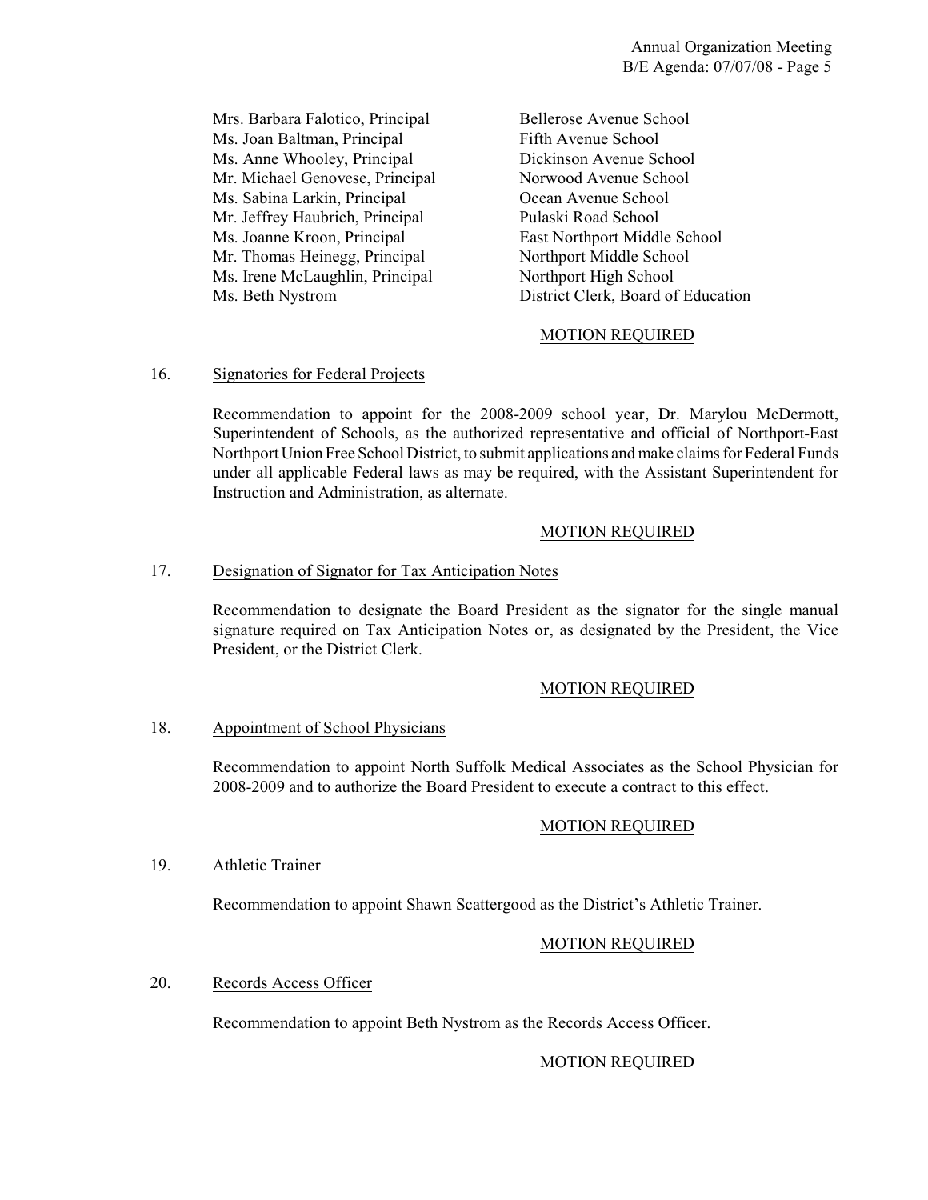| | |
|---|---|
| Mrs. Barbara Falotico, Principal | Bellerose Avenue School |
| Ms. Joan Baltman, Principal | Fifth Avenue School |
| Ms. Anne Whooley, Principal | Dickinson Avenue School |
| Mr. Michael Genovese, Principal | Norwood Avenue School |
| Ms. Sabina Larkin, Principal | Ocean Avenue School |
| Mr. Jeffrey Haubrich, Principal | Pulaski Road School |
| Ms. Joanne Kroon, Principal | East Northport Middle School |
| Mr. Thomas Heinegg, Principal | Northport Middle School |
| Ms. Irene McLaughlin, Principal | Northport High School |
| Ms. Beth Nystrom | District Clerk, Board of Education |

MOTION REQUIRED

16. Signatories for Federal Projects

Recommendation to appoint for the 2008-2009 school year, Dr. Marylou McDermott, Superintendent of Schools, as the authorized representative and official of Northport-East Northport Union Free School District, to submit applications and make claims for Federal Funds under all applicable Federal laws as may be required, with the Assistant Superintendent for Instruction and Administration, as alternate.

MOTION REQUIRED

17. Designation of Signator for Tax Anticipation Notes

Recommendation to designate the Board President as the signator for the single manual signature required on Tax Anticipation Notes or, as designated by the President, the Vice President, or the District Clerk.

MOTION REQUIRED

18. Appointment of School Physicians

Recommendation to appoint North Suffolk Medical Associates as the School Physician for 2008-2009 and to authorize the Board President to execute a contract to this effect.

MOTION REQUIRED

19. Athletic Trainer

Recommendation to appoint Shawn Scattergood as the District's Athletic Trainer.

MOTION REQUIRED

20. Records Access Officer

Recommendation to appoint Beth Nystrom as the Records Access Officer.

MOTION REQUIRED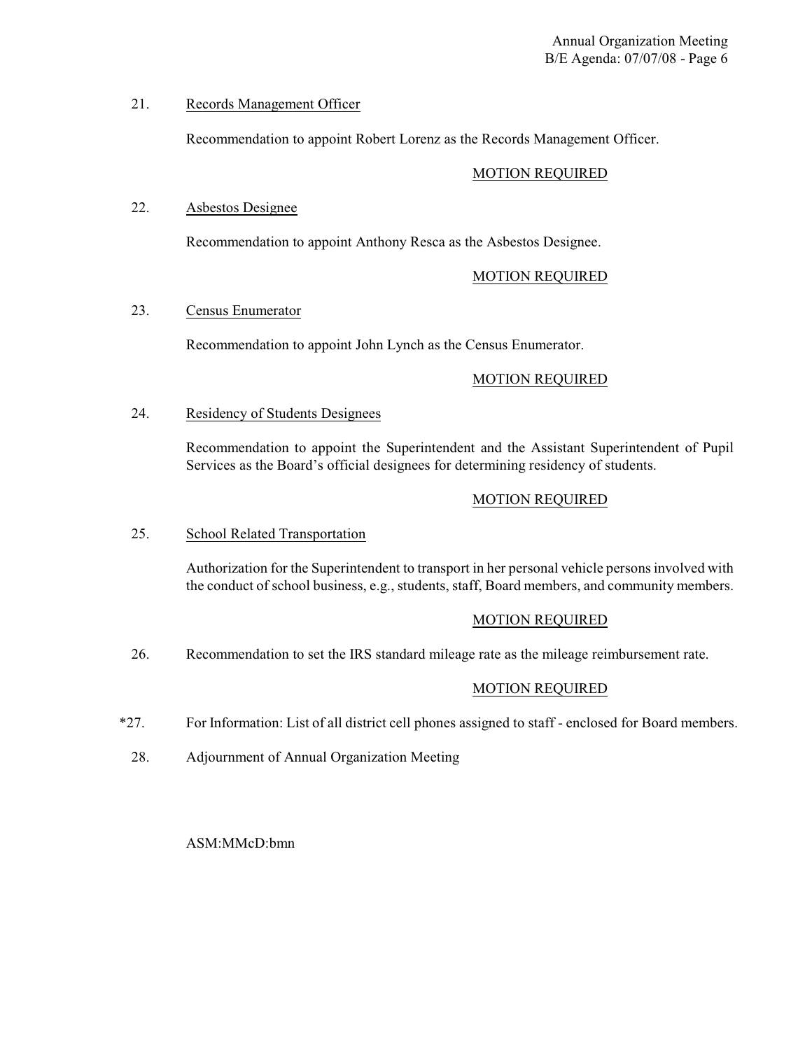21. Records Management Officer

    Recommendation to appoint Robert Lorenz as the Records Management Officer.

    MOTION REQUIRED

22. Asbestos Designee

    Recommendation to appoint Anthony Resca as the Asbestos Designee.

    MOTION REQUIRED

23. Census Enumerator

    Recommendation to appoint John Lynch as the Census Enumerator.

    MOTION REQUIRED

24. Residency of Students Designees

    Recommendation to appoint the Superintendent and the Assistant Superintendent of Pupil Services as the Board's official designees for determining residency of students.

    MOTION REQUIRED

25. School Related Transportation

    Authorization for the Superintendent to transport in her personal vehicle persons involved with the conduct of school business, e.g., students, staff, Board members, and community members.

    MOTION REQUIRED

26. Recommendation to set the IRS standard mileage rate as the mileage reimbursement rate.

    MOTION REQUIRED

*27. For Information: List of all district cell phones assigned to staff - enclosed for Board members.

28. Adjournment of Annual Organization Meeting

ASM:MMcD:bmn